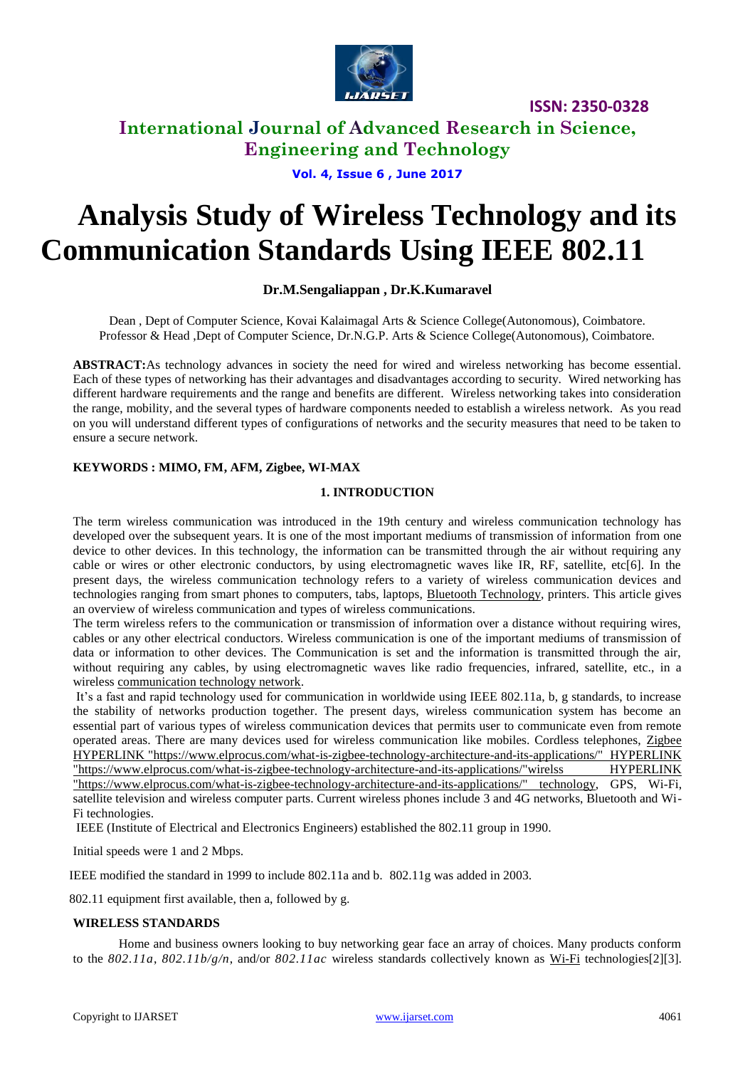# Analysis Study of Wireless Technology and its Communication Standards Using IEEE 802.11

**Dr.M.Sengaliappan , Dr.K.Kumaravel**

Dean , Dept of Computer Science, Kovai Kalaimagal Arts & Science College(Autonomous), Coimbatore.
Professor & Head ,Dept of Computer Science, Dr.N.G.P. Arts & Science College(Autonomous), Coimbatore.

**ABSTRACT:**As technology advances in society the need for wired and wireless networking has become essential. Each of these types of networking has their advantages and disadvantages according to security. Wired networking has different hardware requirements and the range and benefits are different. Wireless networking takes into consideration the range, mobility, and the several types of hardware components needed to establish a wireless network. As you read on you will understand different types of configurations of networks and the security measures that need to be taken to ensure a secure network.

**KEYWORDS : MIMO, FM, AFM, Zigbee, WI-MAX**

## 1. INTRODUCTION

The term wireless communication was introduced in the 19th century and wireless communication technology has developed over the subsequent years. It is one of the most important mediums of transmission of information from one device to other devices. In this technology, the information can be transmitted through the air without requiring any cable or wires or other electronic conductors, by using electromagnetic waves like IR, RF, satellite, etc[6]. In the present days, the wireless communication technology refers to a variety of wireless communication devices and technologies ranging from smart phones to computers, tabs, laptops, Bluetooth Technology, printers. This article gives an overview of wireless communication and types of wireless communications.

The term wireless refers to the communication or transmission of information over a distance without requiring wires, cables or any other electrical conductors. Wireless communication is one of the important mediums of transmission of data or information to other devices. The Communication is set and the information is transmitted through the air, without requiring any cables, by using electromagnetic waves like radio frequencies, infrared, satellite, etc., in a wireless communication technology network.

It's a fast and rapid technology used for communication in worldwide using IEEE 802.11a, b, g standards, to increase the stability of networks production together. The present days, wireless communication system has become an essential part of various types of wireless communication devices that permits user to communicate even from remote operated areas. There are many devices used for wireless communication like mobiles. Cordless telephones, Zigbee HYPERLINK "https://www.elprocus.com/what-is-zigbee-technology-architecture-and-its-applications/" HYPERLINK "https://www.elprocus.com/what-is-zigbee-technology-architecture-and-its-applications/"wirelss HYPERLINK "https://www.elprocus.com/what-is-zigbee-technology-architecture-and-its-applications/" technology, GPS, Wi-Fi, satellite television and wireless computer parts. Current wireless phones include 3 and 4G networks, Bluetooth and Wi-Fi technologies.

IEEE (Institute of Electrical and Electronics Engineers) established the 802.11 group in 1990.

Initial speeds were 1 and 2 Mbps.

IEEE modified the standard in 1999 to include 802.11a and b. 802.11g was added in 2003.

802.11 equipment first available, then a, followed by g.

**WIRELESS STANDARDS**

Home and business owners looking to buy networking gear face an array of choices. Many products conform to the *802.11a*, *802.11b/g/n*, and/or *802.11ac* wireless standards collectively known as Wi-Fi technologies[2][3].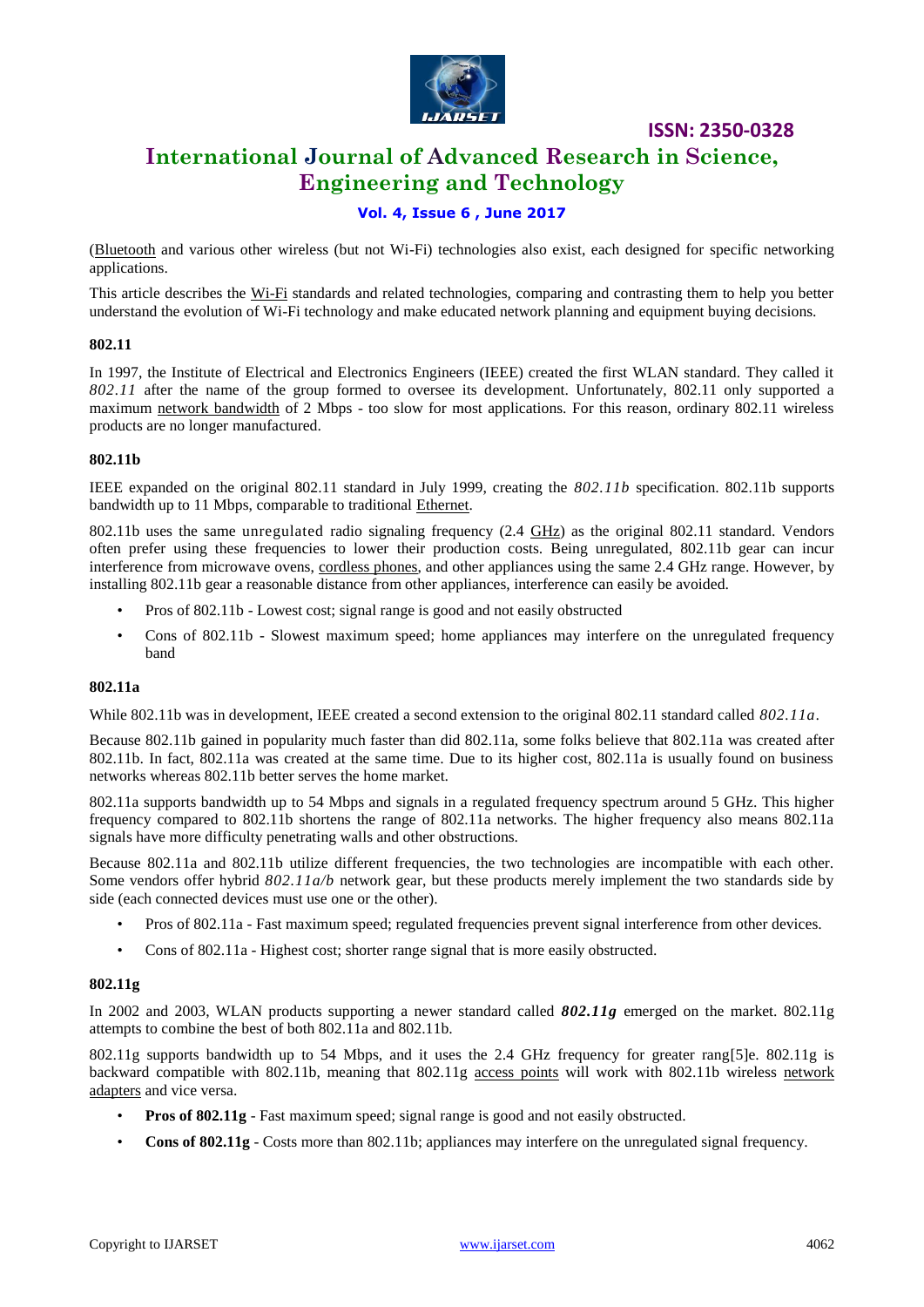(Bluetooth and various other wireless (but not Wi-Fi) technologies also exist, each designed for specific networking applications.

This article describes the Wi-Fi standards and related technologies, comparing and contrasting them to help you better understand the evolution of Wi-Fi technology and make educated network planning and equipment buying decisions.

### 802.11

In 1997, the Institute of Electrical and Electronics Engineers (IEEE) created the first WLAN standard. They called it *802.11* after the name of the group formed to oversee its development. Unfortunately, 802.11 only supported a maximum network bandwidth of 2 Mbps - too slow for most applications. For this reason, ordinary 802.11 wireless products are no longer manufactured.

### 802.11b

IEEE expanded on the original 802.11 standard in July 1999, creating the *802.11b* specification. 802.11b supports bandwidth up to 11 Mbps, comparable to traditional Ethernet.

802.11b uses the same unregulated radio signaling frequency (2.4 GHz) as the original 802.11 standard. Vendors often prefer using these frequencies to lower their production costs. Being unregulated, 802.11b gear can incur interference from microwave ovens, cordless phones, and other appliances using the same 2.4 GHz range. However, by installing 802.11b gear a reasonable distance from other appliances, interference can easily be avoided.

- Pros of 802.11b - Lowest cost; signal range is good and not easily obstructed
- Cons of 802.11b - Slowest maximum speed; home appliances may interfere on the unregulated frequency band

### 802.11a

While 802.11b was in development, IEEE created a second extension to the original 802.11 standard called *802.11a*.

Because 802.11b gained in popularity much faster than did 802.11a, some folks believe that 802.11a was created after 802.11b. In fact, 802.11a was created at the same time. Due to its higher cost, 802.11a is usually found on business networks whereas 802.11b better serves the home market.

802.11a supports bandwidth up to 54 Mbps and signals in a regulated frequency spectrum around 5 GHz. This higher frequency compared to 802.11b shortens the range of 802.11a networks. The higher frequency also means 802.11a signals have more difficulty penetrating walls and other obstructions.

Because 802.11a and 802.11b utilize different frequencies, the two technologies are incompatible with each other. Some vendors offer hybrid *802.11a/b* network gear, but these products merely implement the two standards side by side (each connected devices must use one or the other).

- Pros of 802.11a - Fast maximum speed; regulated frequencies prevent signal interference from other devices.
- Cons of 802.11a - Highest cost; shorter range signal that is more easily obstructed.

### 802.11g

In 2002 and 2003, WLAN products supporting a newer standard called ***802.11g*** emerged on the market. 802.11g attempts to combine the best of both 802.11a and 802.11b.

802.11g supports bandwidth up to 54 Mbps, and it uses the 2.4 GHz frequency for greater rang[5]e. 802.11g is backward compatible with 802.11b, meaning that 802.11g access points will work with 802.11b wireless network adapters and vice versa.

- **Pros of 802.11g** - Fast maximum speed; signal range is good and not easily obstructed.
- **Cons of 802.11g** - Costs more than 802.11b; appliances may interfere on the unregulated signal frequency.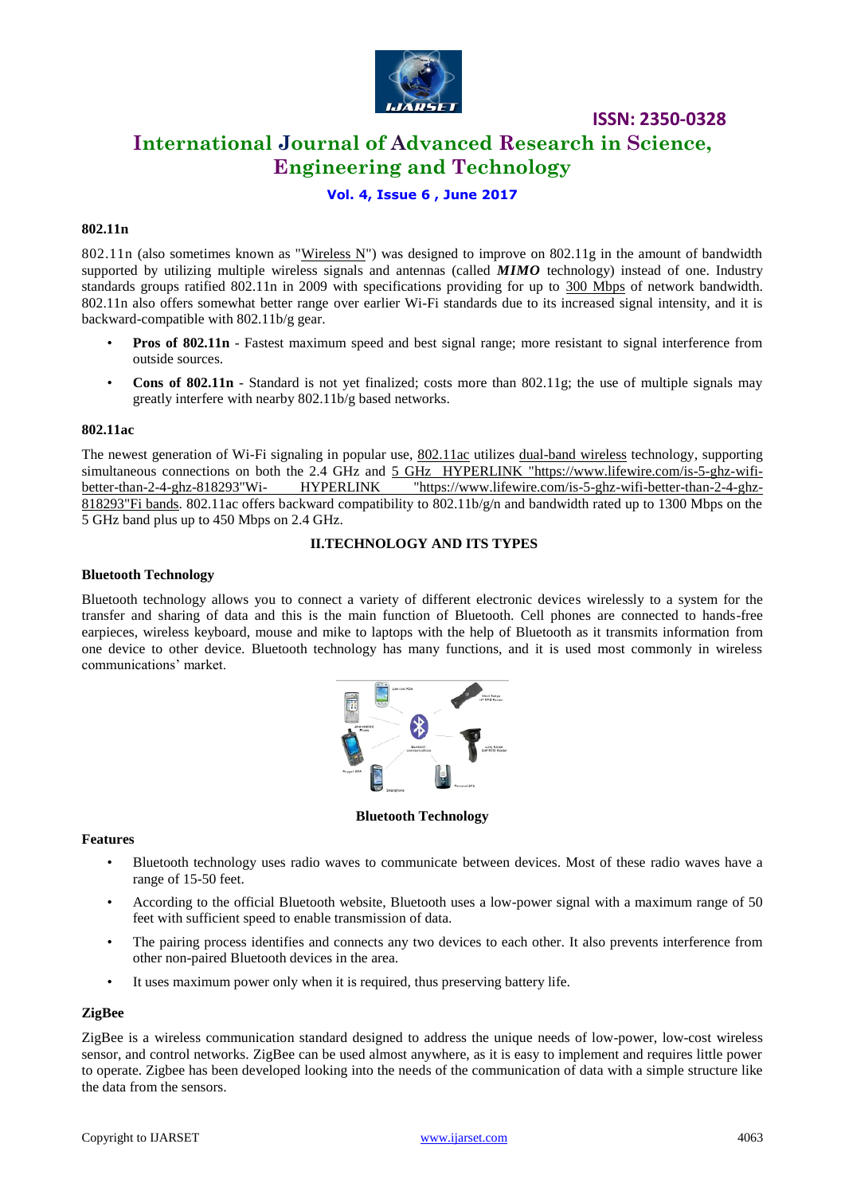#### 802.11n

802.11n (also sometimes known as "Wireless N") was designed to improve on 802.11g in the amount of bandwidth supported by utilizing multiple wireless signals and antennas (called ***MIMO*** technology) instead of one. Industry standards groups ratified 802.11n in 2009 with specifications providing for up to 300 Mbps of network bandwidth. 802.11n also offers somewhat better range over earlier Wi-Fi standards due to its increased signal intensity, and it is backward-compatible with 802.11b/g gear.

- **Pros of 802.11n** - Fastest maximum speed and best signal range; more resistant to signal interference from outside sources.
- **Cons of 802.11n** - Standard is not yet finalized; costs more than 802.11g; the use of multiple signals may greatly interfere with nearby 802.11b/g based networks.

#### 802.11ac

The newest generation of Wi-Fi signaling in popular use, 802.11ac utilizes dual-band wireless technology, supporting simultaneous connections on both the 2.4 GHz and 5 GHz HYPERLINK "https://www.lifewire.com/is-5-ghz-wifi-better-than-2-4-ghz-818293"Wi- HYPERLINK "https://www.lifewire.com/is-5-ghz-wifi-better-than-2-4-ghz-818293"Fi bands. 802.11ac offers backward compatibility to 802.11b/g/n and bandwidth rated up to 1300 Mbps on the 5 GHz band plus up to 450 Mbps on 2.4 GHz.

## II.TECHNOLOGY AND ITS TYPES

#### Bluetooth Technology

Bluetooth technology allows you to connect a variety of different electronic devices wirelessly to a system for the transfer and sharing of data and this is the main function of Bluetooth. Cell phones are connected to hands-free earpieces, wireless keyboard, mouse and mike to laptops with the help of Bluetooth as it transmits information from one device to other device. Bluetooth technology has many functions, and it is used most commonly in wireless communications' market.

**Bluetooth Technology**

#### Features

- Bluetooth technology uses radio waves to communicate between devices. Most of these radio waves have a range of 15-50 feet.
- According to the official Bluetooth website, Bluetooth uses a low-power signal with a maximum range of 50 feet with sufficient speed to enable transmission of data.
- The pairing process identifies and connects any two devices to each other. It also prevents interference from other non-paired Bluetooth devices in the area.
- It uses maximum power only when it is required, thus preserving battery life.

#### ZigBee

ZigBee is a wireless communication standard designed to address the unique needs of low-power, low-cost wireless sensor, and control networks. ZigBee can be used almost anywhere, as it is easy to implement and requires little power to operate. Zigbee has been developed looking into the needs of the communication of data with a simple structure like the data from the sensors.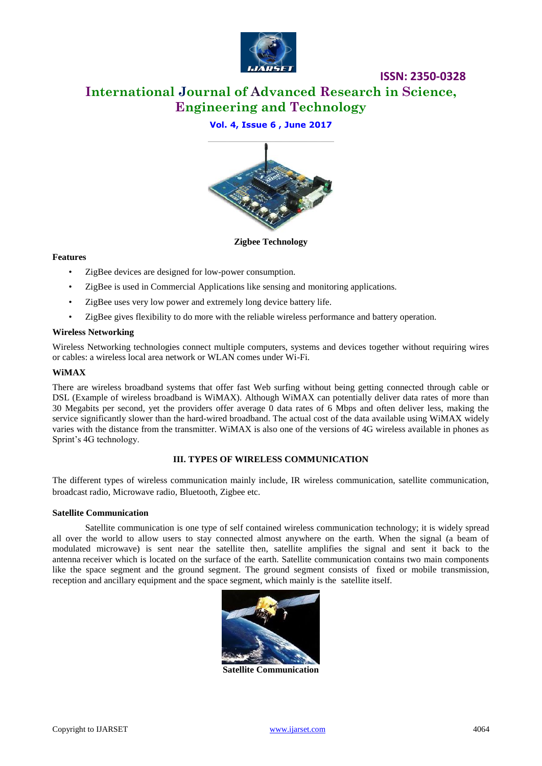Zigbee Technology

**Features**

- ZigBee devices are designed for low-power consumption.
- ZigBee is used in Commercial Applications like sensing and monitoring applications.
- ZigBee uses very low power and extremely long device battery life.
- ZigBee gives flexibility to do more with the reliable wireless performance and battery operation.

**Wireless Networking**

Wireless Networking technologies connect multiple computers, systems and devices together without requiring wires or cables: a wireless local area network or WLAN comes under Wi-Fi.

**WiMAX**

There are wireless broadband systems that offer fast Web surfing without being getting connected through cable or DSL (Example of wireless broadband is WiMAX). Although WiMAX can potentially deliver data rates of more than 30 Megabits per second, yet the providers offer average 0 data rates of 6 Mbps and often deliver less, making the service significantly slower than the hard-wired broadband. The actual cost of the data available using WiMAX widely varies with the distance from the transmitter. WiMAX is also one of the versions of 4G wireless available in phones as Sprint's 4G technology.

## III. TYPES OF WIRELESS COMMUNICATION

The different types of wireless communication mainly include, IR wireless communication, satellite communication, broadcast radio, Microwave radio, Bluetooth, Zigbee etc.

**Satellite Communication**

Satellite communication is one type of self contained wireless communication technology; it is widely spread all over the world to allow users to stay connected almost anywhere on the earth. When the signal (a beam of modulated microwave) is sent near the satellite then, satellite amplifies the signal and sent it back to the antenna receiver which is located on the surface of the earth. Satellite communication contains two main components like the space segment and the ground segment. The ground segment consists of fixed or mobile transmission, reception and ancillary equipment and the space segment, which mainly is the satellite itself.

Satellite Communication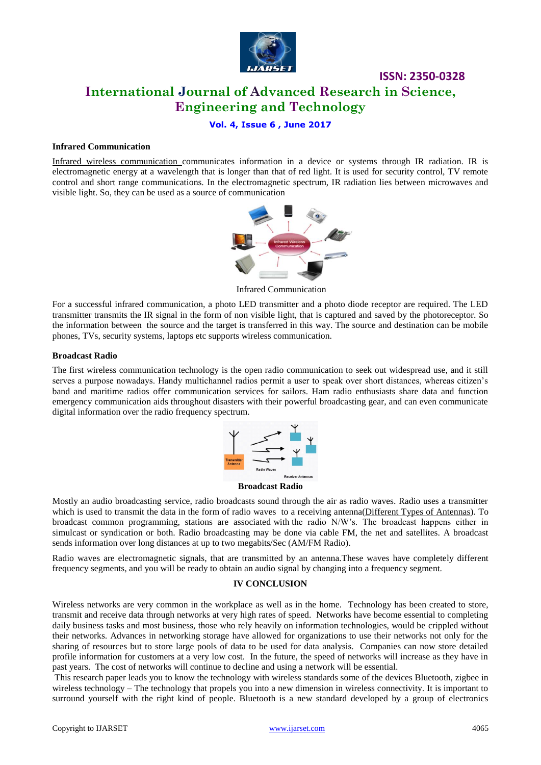### Infrared Communication

Infrared wireless communication communicates information in a device or systems through IR radiation. IR is electromagnetic energy at a wavelength that is longer than that of red light. It is used for security control, TV remote control and short range communications. In the electromagnetic spectrum, IR radiation lies between microwaves and visible light. So, they can be used as a source of communication

Infrared Communication

For a successful infrared communication, a photo LED transmitter and a photo diode receptor are required. The LED transmitter transmits the IR signal in the form of non visible light, that is captured and saved by the photoreceptor. So the information between the source and the target is transferred in this way. The source and destination can be mobile phones, TVs, security systems, laptops etc supports wireless communication.

### Broadcast Radio

The first wireless communication technology is the open radio communication to seek out widespread use, and it still serves a purpose nowadays. Handy multichannel radios permit a user to speak over short distances, whereas citizen's band and maritime radios offer communication services for sailors. Ham radio enthusiasts share data and function emergency communication aids throughout disasters with their powerful broadcasting gear, and can even communicate digital information over the radio frequency spectrum.

**Broadcast Radio**

Mostly an audio broadcasting service, radio broadcasts sound through the air as radio waves. Radio uses a transmitter which is used to transmit the data in the form of radio waves to a receiving antenna(Different Types of Antennas). To broadcast common programming, stations are associated with the radio N/W's. The broadcast happens either in simulcast or syndication or both. Radio broadcasting may be done via cable FM, the net and satellites. A broadcast sends information over long distances at up to two megabits/Sec (AM/FM Radio).

Radio waves are electromagnetic signals, that are transmitted by an antenna.These waves have completely different frequency segments, and you will be ready to obtain an audio signal by changing into a frequency segment.

## IV CONCLUSION

Wireless networks are very common in the workplace as well as in the home. Technology has been created to store, transmit and receive data through networks at very high rates of speed. Networks have become essential to completing daily business tasks and most business, those who rely heavily on information technologies, would be crippled without their networks. Advances in networking storage have allowed for organizations to use their networks not only for the sharing of resources but to store large pools of data to be used for data analysis. Companies can now store detailed profile information for customers at a very low cost. In the future, the speed of networks will increase as they have in past years. The cost of networks will continue to decline and using a network will be essential.

This research paper leads you to know the technology with wireless standards some of the devices Bluetooth, zigbee in wireless technology – The technology that propels you into a new dimension in wireless connectivity. It is important to surround yourself with the right kind of people. Bluetooth is a new standard developed by a group of electronics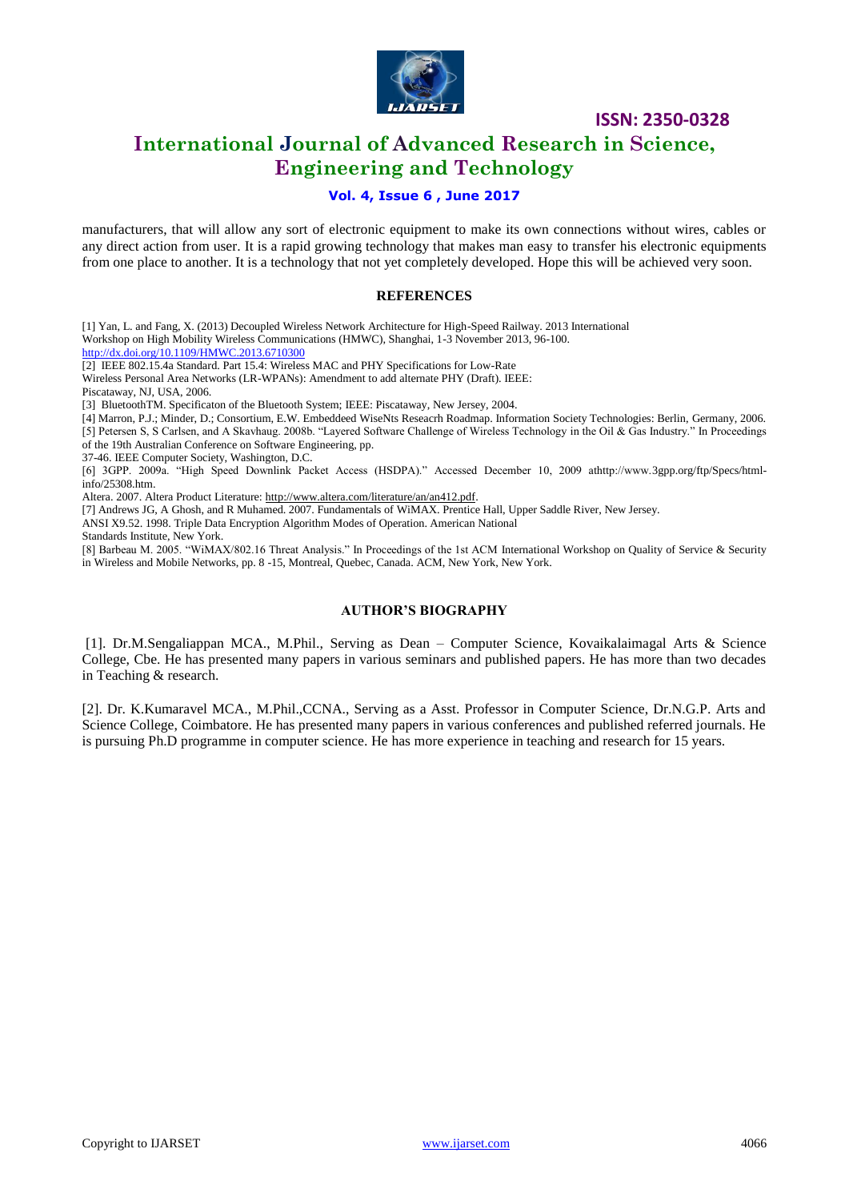manufacturers, that will allow any sort of electronic equipment to make its own connections without wires, cables or any direct action from user. It is a rapid growing technology that makes man easy to transfer his electronic equipments from one place to another. It is a technology that not yet completely developed. Hope this will be achieved very soon.

## REFERENCES

[1] Yan, L. and Fang, X. (2013) Decoupled Wireless Network Architecture for High-Speed Railway. 2013 International Workshop on High Mobility Wireless Communications (HMWC), Shanghai, 1-3 November 2013, 96-100. http://dx.doi.org/10.1109/HMWC.2013.6710300

[2] IEEE 802.15.4a Standard. Part 15.4: Wireless MAC and PHY Specifications for Low-Rate Wireless Personal Area Networks (LR-WPANs): Amendment to add alternate PHY (Draft). IEEE: Piscataway, NJ, USA, 2006.

[3] BluetoothTM. Specificaton of the Bluetooth System; IEEE: Piscataway, New Jersey, 2004.

[4] Marron, P.J.; Minder, D.; Consortium, E.W. Embeddeed WiseNts Reseacrh Roadmap. Information Society Technologies: Berlin, Germany, 2006.

[5] Petersen S, S Carlsen, and A Skavhaug. 2008b. "Layered Software Challenge of Wireless Technology in the Oil & Gas Industry." In Proceedings of the 19th Australian Conference on Software Engineering, pp. 37-46. IEEE Computer Society, Washington, D.C.

[6] 3GPP. 2009a. "High Speed Downlink Packet Access (HSDPA)." Accessed December 10, 2009 athttp://www.3gpp.org/ftp/Specs/html-info/25308.htm.

Altera. 2007. Altera Product Literature: http://www.altera.com/literature/an/an412.pdf.

[7] Andrews JG, A Ghosh, and R Muhamed. 2007. Fundamentals of WiMAX. Prentice Hall, Upper Saddle River, New Jersey.

ANSI X9.52. 1998. Triple Data Encryption Algorithm Modes of Operation. American National Standards Institute, New York.

[8] Barbeau M. 2005. "WiMAX/802.16 Threat Analysis." In Proceedings of the 1st ACM International Workshop on Quality of Service & Security in Wireless and Mobile Networks, pp. 8 -15, Montreal, Quebec, Canada. ACM, New York, New York.

## AUTHOR'S BIOGRAPHY

[1]. Dr.M.Sengaliappan MCA., M.Phil., Serving as Dean – Computer Science, Kovaikalaimagal Arts & Science College, Cbe. He has presented many papers in various seminars and published papers. He has more than two decades in Teaching & research.

[2]. Dr. K.Kumaravel MCA., M.Phil.,CCNA., Serving as a Asst. Professor in Computer Science, Dr.N.G.P. Arts and Science College, Coimbatore. He has presented many papers in various conferences and published referred journals. He is pursuing Ph.D programme in computer science. He has more experience in teaching and research for 15 years.